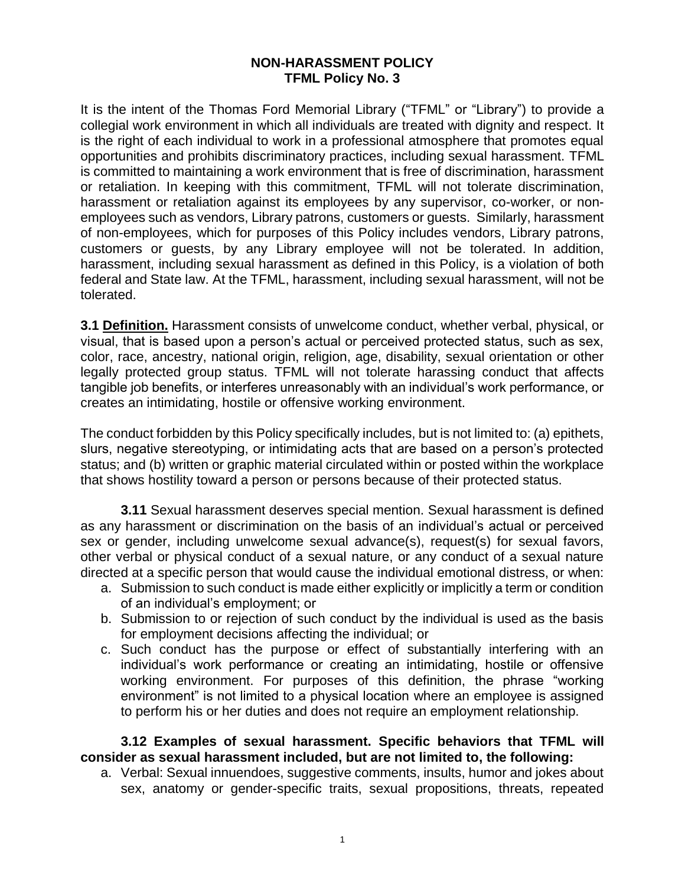# NON-HARASSMENT POLICY
## TFML Policy No. 3

It is the intent of the Thomas Ford Memorial Library ("TFML" or "Library") to provide a collegial work environment in which all individuals are treated with dignity and respect. It is the right of each individual to work in a professional atmosphere that promotes equal opportunities and prohibits discriminatory practices, including sexual harassment. TFML is committed to maintaining a work environment that is free of discrimination, harassment or retaliation. In keeping with this commitment, TFML will not tolerate discrimination, harassment or retaliation against its employees by any supervisor, co-worker, or non-employees such as vendors, Library patrons, customers or guests. Similarly, harassment of non-employees, which for purposes of this Policy includes vendors, Library patrons, customers or guests, by any Library employee will not be tolerated. In addition, harassment, including sexual harassment as defined in this Policy, is a violation of both federal and State law. At the TFML, harassment, including sexual harassment, will not be tolerated.

**3.1 Definition.** Harassment consists of unwelcome conduct, whether verbal, physical, or visual, that is based upon a person's actual or perceived protected status, such as sex, color, race, ancestry, national origin, religion, age, disability, sexual orientation or other legally protected group status. TFML will not tolerate harassing conduct that affects tangible job benefits, or interferes unreasonably with an individual's work performance, or creates an intimidating, hostile or offensive working environment.

The conduct forbidden by this Policy specifically includes, but is not limited to: (a) epithets, slurs, negative stereotyping, or intimidating acts that are based on a person's protected status; and (b) written or graphic material circulated within or posted within the workplace that shows hostility toward a person or persons because of their protected status.

**3.11** Sexual harassment deserves special mention. Sexual harassment is defined as any harassment or discrimination on the basis of an individual's actual or perceived sex or gender, including unwelcome sexual advance(s), request(s) for sexual favors, other verbal or physical conduct of a sexual nature, or any conduct of a sexual nature directed at a specific person that would cause the individual emotional distress, or when:

a. Submission to such conduct is made either explicitly or implicitly a term or condition of an individual's employment; or
b. Submission to or rejection of such conduct by the individual is used as the basis for employment decisions affecting the individual; or
c. Such conduct has the purpose or effect of substantially interfering with an individual's work performance or creating an intimidating, hostile or offensive working environment. For purposes of this definition, the phrase "working environment" is not limited to a physical location where an employee is assigned to perform his or her duties and does not require an employment relationship.

**3.12 Examples of sexual harassment. Specific behaviors that TFML will consider as sexual harassment included, but are not limited to, the following:**

a. Verbal: Sexual innuendoes, suggestive comments, insults, humor and jokes about sex, anatomy or gender-specific traits, sexual propositions, threats, repeated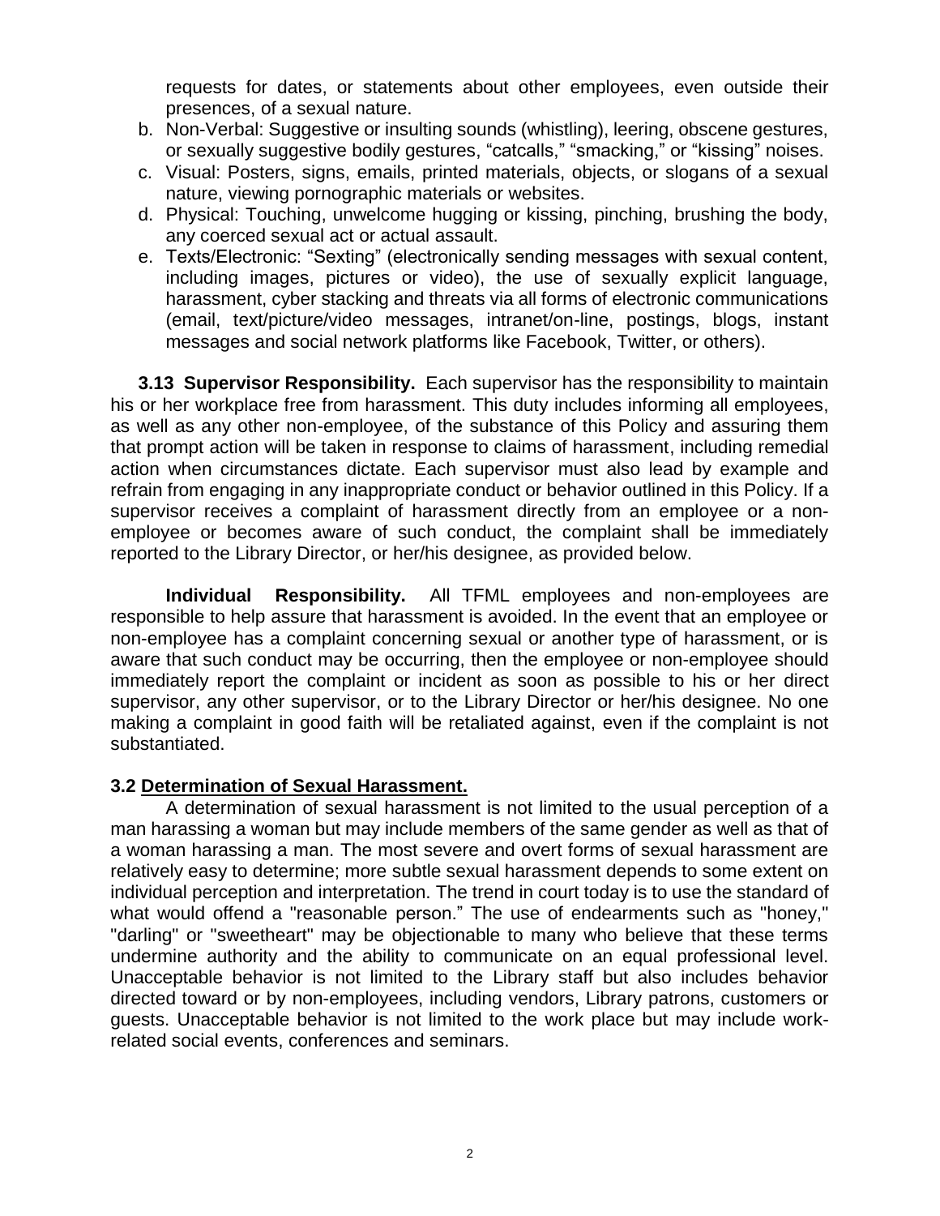requests for dates, or statements about other employees, even outside their presences, of a sexual nature.

b. Non-Verbal: Suggestive or insulting sounds (whistling), leering, obscene gestures, or sexually suggestive bodily gestures, "catcalls," "smacking," or "kissing" noises.
c. Visual: Posters, signs, emails, printed materials, objects, or slogans of a sexual nature, viewing pornographic materials or websites.
d. Physical: Touching, unwelcome hugging or kissing, pinching, brushing the body, any coerced sexual act or actual assault.
e. Texts/Electronic: "Sexting" (electronically sending messages with sexual content, including images, pictures or video), the use of sexually explicit language, harassment, cyber stacking and threats via all forms of electronic communications (email, text/picture/video messages, intranet/on-line, postings, blogs, instant messages and social network platforms like Facebook, Twitter, or others).

**3.13 Supervisor Responsibility.** Each supervisor has the responsibility to maintain his or her workplace free from harassment. This duty includes informing all employees, as well as any other non-employee, of the substance of this Policy and assuring them that prompt action will be taken in response to claims of harassment, including remedial action when circumstances dictate. Each supervisor must also lead by example and refrain from engaging in any inappropriate conduct or behavior outlined in this Policy. If a supervisor receives a complaint of harassment directly from an employee or a non-employee or becomes aware of such conduct, the complaint shall be immediately reported to the Library Director, or her/his designee, as provided below.

**Individual Responsibility.** All TFML employees and non-employees are responsible to help assure that harassment is avoided. In the event that an employee or non-employee has a complaint concerning sexual or another type of harassment, or is aware that such conduct may be occurring, then the employee or non-employee should immediately report the complaint or incident as soon as possible to his or her direct supervisor, any other supervisor, or to the Library Director or her/his designee. No one making a complaint in good faith will be retaliated against, even if the complaint is not substantiated.

### 3.2 Determination of Sexual Harassment.

A determination of sexual harassment is not limited to the usual perception of a man harassing a woman but may include members of the same gender as well as that of a woman harassing a man. The most severe and overt forms of sexual harassment are relatively easy to determine; more subtle sexual harassment depends to some extent on individual perception and interpretation. The trend in court today is to use the standard of what would offend a "reasonable person." The use of endearments such as "honey," "darling" or "sweetheart" may be objectionable to many who believe that these terms undermine authority and the ability to communicate on an equal professional level. Unacceptable behavior is not limited to the Library staff but also includes behavior directed toward or by non-employees, including vendors, Library patrons, customers or guests. Unacceptable behavior is not limited to the work place but may include work-related social events, conferences and seminars.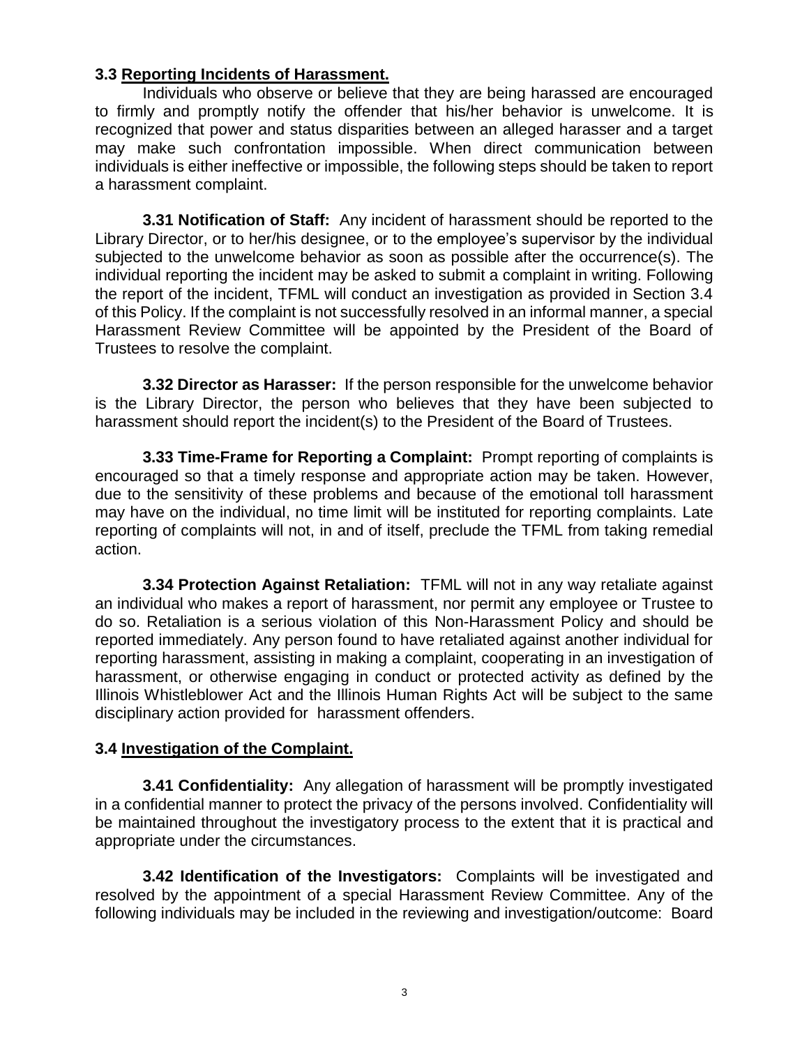**3.3 Reporting Incidents of Harassment.**

Individuals who observe or believe that they are being harassed are encouraged to firmly and promptly notify the offender that his/her behavior is unwelcome. It is recognized that power and status disparities between an alleged harasser and a target may make such confrontation impossible. When direct communication between individuals is either ineffective or impossible, the following steps should be taken to report a harassment complaint.

**3.31 Notification of Staff:** Any incident of harassment should be reported to the Library Director, or to her/his designee, or to the employee's supervisor by the individual subjected to the unwelcome behavior as soon as possible after the occurrence(s). The individual reporting the incident may be asked to submit a complaint in writing. Following the report of the incident, TFML will conduct an investigation as provided in Section 3.4 of this Policy. If the complaint is not successfully resolved in an informal manner, a special Harassment Review Committee will be appointed by the President of the Board of Trustees to resolve the complaint.

**3.32 Director as Harasser:** If the person responsible for the unwelcome behavior is the Library Director, the person who believes that they have been subjected to harassment should report the incident(s) to the President of the Board of Trustees.

**3.33 Time-Frame for Reporting a Complaint:** Prompt reporting of complaints is encouraged so that a timely response and appropriate action may be taken. However, due to the sensitivity of these problems and because of the emotional toll harassment may have on the individual, no time limit will be instituted for reporting complaints. Late reporting of complaints will not, in and of itself, preclude the TFML from taking remedial action.

**3.34 Protection Against Retaliation:** TFML will not in any way retaliate against an individual who makes a report of harassment, nor permit any employee or Trustee to do so. Retaliation is a serious violation of this Non-Harassment Policy and should be reported immediately. Any person found to have retaliated against another individual for reporting harassment, assisting in making a complaint, cooperating in an investigation of harassment, or otherwise engaging in conduct or protected activity as defined by the Illinois Whistleblower Act and the Illinois Human Rights Act will be subject to the same disciplinary action provided for harassment offenders.

**3.4 Investigation of the Complaint.**

**3.41 Confidentiality:** Any allegation of harassment will be promptly investigated in a confidential manner to protect the privacy of the persons involved. Confidentiality will be maintained throughout the investigatory process to the extent that it is practical and appropriate under the circumstances.

**3.42 Identification of the Investigators:** Complaints will be investigated and resolved by the appointment of a special Harassment Review Committee. Any of the following individuals may be included in the reviewing and investigation/outcome: Board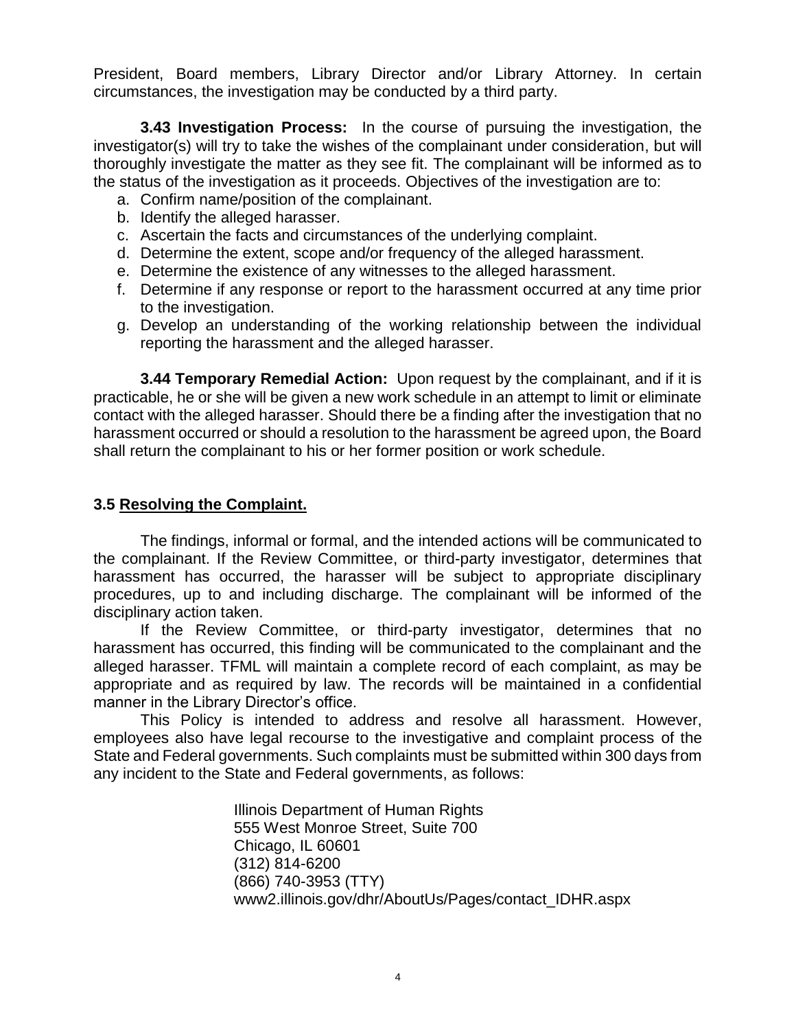President, Board members, Library Director and/or Library Attorney. In certain circumstances, the investigation may be conducted by a third party.

**3.43 Investigation Process:** In the course of pursuing the investigation, the investigator(s) will try to take the wishes of the complainant under consideration, but will thoroughly investigate the matter as they see fit. The complainant will be informed as to the status of the investigation as it proceeds. Objectives of the investigation are to:

a. Confirm name/position of the complainant.
b. Identify the alleged harasser.
c. Ascertain the facts and circumstances of the underlying complaint.
d. Determine the extent, scope and/or frequency of the alleged harassment.
e. Determine the existence of any witnesses to the alleged harassment.
f. Determine if any response or report to the harassment occurred at any time prior to the investigation.
g. Develop an understanding of the working relationship between the individual reporting the harassment and the alleged harasser.

**3.44 Temporary Remedial Action:** Upon request by the complainant, and if it is practicable, he or she will be given a new work schedule in an attempt to limit or eliminate contact with the alleged harasser. Should there be a finding after the investigation that no harassment occurred or should a resolution to the harassment be agreed upon, the Board shall return the complainant to his or her former position or work schedule.

## 3.5 Resolving the Complaint.

The findings, informal or formal, and the intended actions will be communicated to the complainant. If the Review Committee, or third-party investigator, determines that harassment has occurred, the harasser will be subject to appropriate disciplinary procedures, up to and including discharge. The complainant will be informed of the disciplinary action taken.

If the Review Committee, or third-party investigator, determines that no harassment has occurred, this finding will be communicated to the complainant and the alleged harasser. TFML will maintain a complete record of each complaint, as may be appropriate and as required by law. The records will be maintained in a confidential manner in the Library Director's office.

This Policy is intended to address and resolve all harassment. However, employees also have legal recourse to the investigative and complaint process of the State and Federal governments. Such complaints must be submitted within 300 days from any incident to the State and Federal governments, as follows:

Illinois Department of Human Rights
555 West Monroe Street, Suite 700
Chicago, IL 60601
(312) 814-6200
(866) 740-3953 (TTY)
www2.illinois.gov/dhr/AboutUs/Pages/contact_IDHR.aspx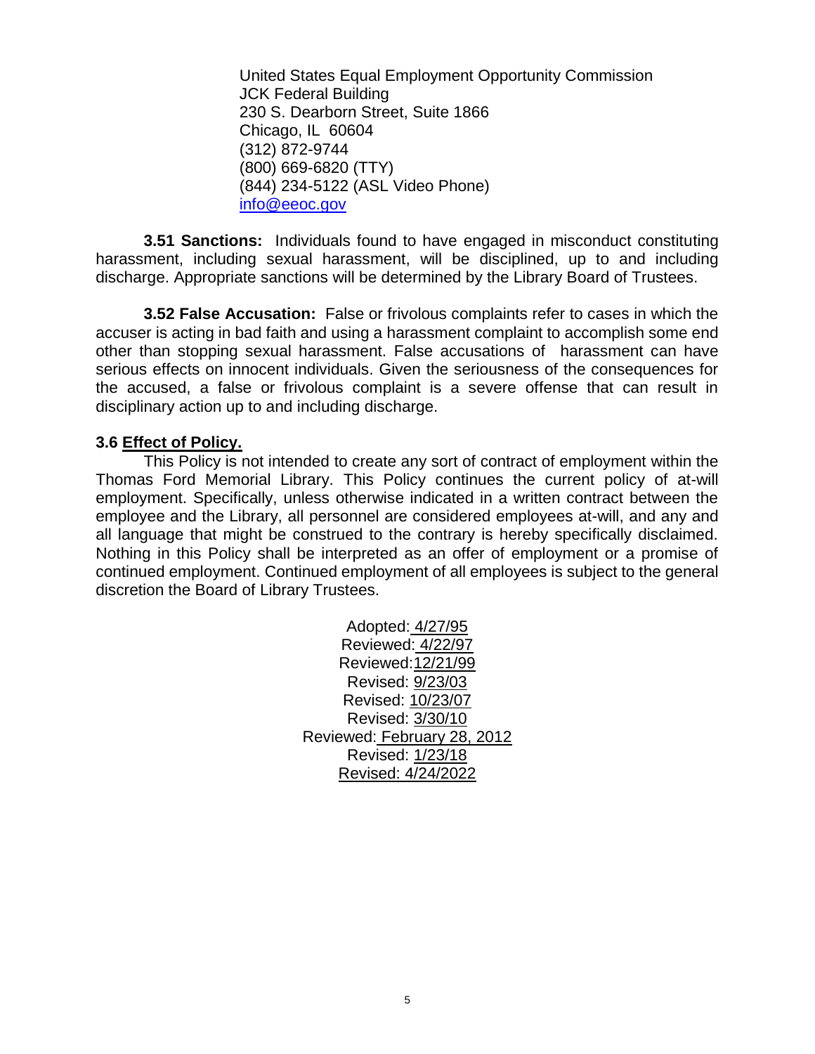United States Equal Employment Opportunity Commission
JCK Federal Building
230 S. Dearborn Street, Suite 1866
Chicago, IL 60604
(312) 872-9744
(800) 669-6820 (TTY)
(844) 234-5122 (ASL Video Phone)
info@eeoc.gov

**3.51 Sanctions:** Individuals found to have engaged in misconduct constituting harassment, including sexual harassment, will be disciplined, up to and including discharge. Appropriate sanctions will be determined by the Library Board of Trustees.

**3.52 False Accusation:** False or frivolous complaints refer to cases in which the accuser is acting in bad faith and using a harassment complaint to accomplish some end other than stopping sexual harassment. False accusations of harassment can have serious effects on innocent individuals. Given the seriousness of the consequences for the accused, a false or frivolous complaint is a severe offense that can result in disciplinary action up to and including discharge.

**3.6 Effect of Policy.**

This Policy is not intended to create any sort of contract of employment within the Thomas Ford Memorial Library. This Policy continues the current policy of at-will employment. Specifically, unless otherwise indicated in a written contract between the employee and the Library, all personnel are considered employees at-will, and any and all language that might be construed to the contrary is hereby specifically disclaimed. Nothing in this Policy shall be interpreted as an offer of employment or a promise of continued employment. Continued employment of all employees is subject to the general discretion the Board of Library Trustees.

Adopted: 4/27/95
Reviewed: 4/22/97
Reviewed: 12/21/99
Revised: 9/23/03
Revised: 10/23/07
Revised: 3/30/10
Reviewed: February 28, 2012
Revised: 1/23/18
Revised: 4/24/2022